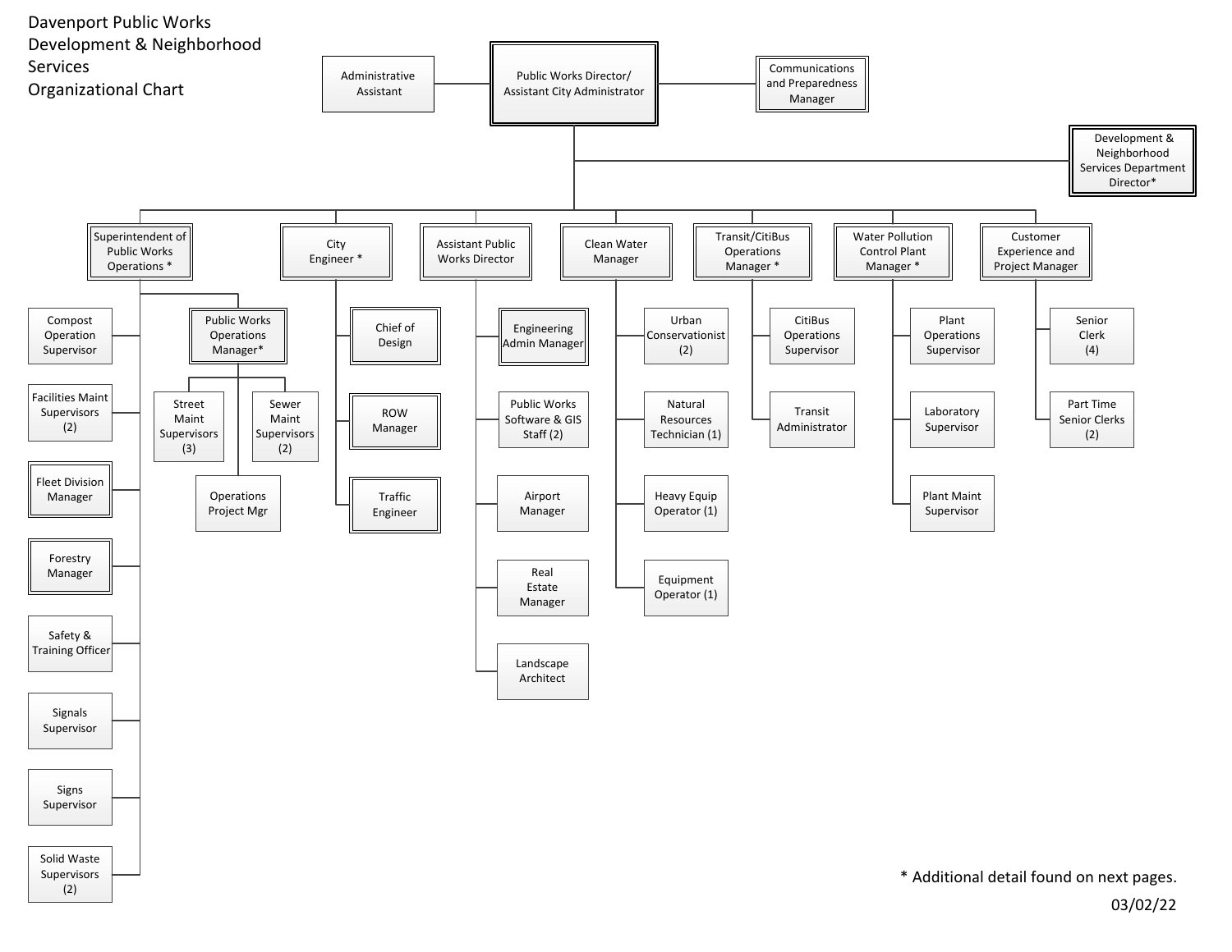# Davenport Public Works Development & Neighborhood Services Organizational Chart

- **Public Works Director/ Assistant City Administrator**
  - Administrative Assistant
  - Communications and Preparedness Manager
  - Development & Neighborhood Services Department Director*
  - **Superintendent of Public Works Operations ***
    - Compost Operation Supervisor
    - Facilities Maint Supervisors (2)
    - Fleet Division Manager
    - Forestry Manager
    - Safety & Training Officer
    - Signals Supervisor
    - Signs Supervisor
    - Solid Waste Supervisors (2)
    - Public Works Operations Manager*
      - Street Maint Supervisors (3)
      - Sewer Maint Supervisors (2)
      - Operations Project Mgr
  - **City Engineer ***
    - Chief of Design
    - ROW Manager
    - Traffic Engineer
  - **Assistant Public Works Director**
    - Engineering Admin Manager
    - Public Works Software & GIS Staff (2)
    - Airport Manager
    - Real Estate Manager
    - Landscape Architect
  - **Clean Water Manager**
    - Urban Conservationist (2)
    - Natural Resources Technician (1)
    - Heavy Equip Operator (1)
    - Equipment Operator (1)
  - **Transit/CitiBus Operations Manager ***
    - CitiBus Operations Supervisor
    - Transit Administrator
  - **Water Pollution Control Plant Manager ***
    - Plant Operations Supervisor
    - Laboratory Supervisor
    - Plant Maint Supervisor
  - **Customer Experience and Project Manager**
    - Senior Clerk (4)
    - Part Time Senior Clerks (2)

* Additional detail found on next pages.

03/02/22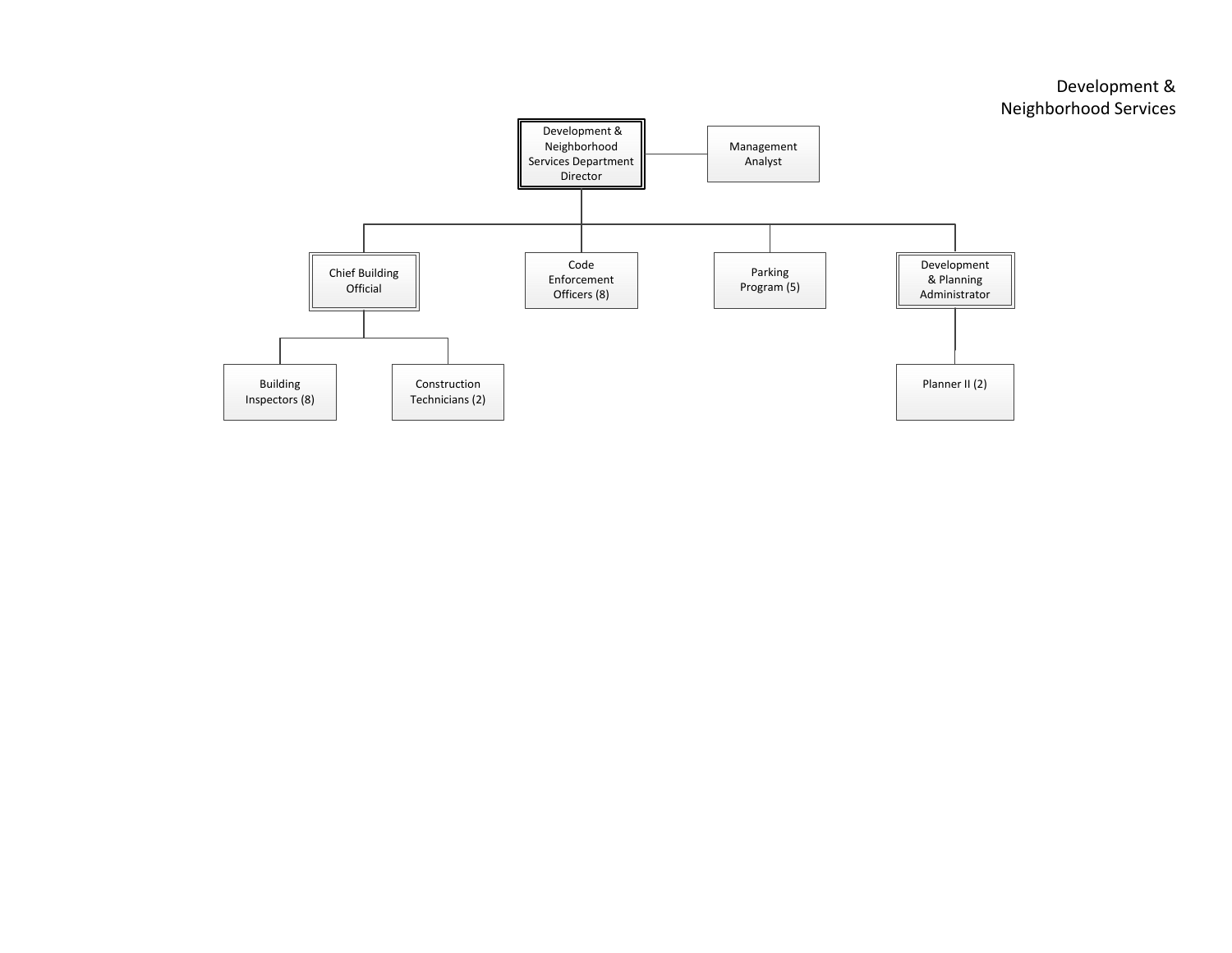# Development & Neighborhood Services

- Development & Neighborhood Services Department Director
  - Management Analyst
  - Chief Building Official
    - Building Inspectors (8)
    - Construction Technicians (2)
  - Code Enforcement Officers (8)
  - Parking Program (5)
  - Development & Planning Administrator
    - Planner II (2)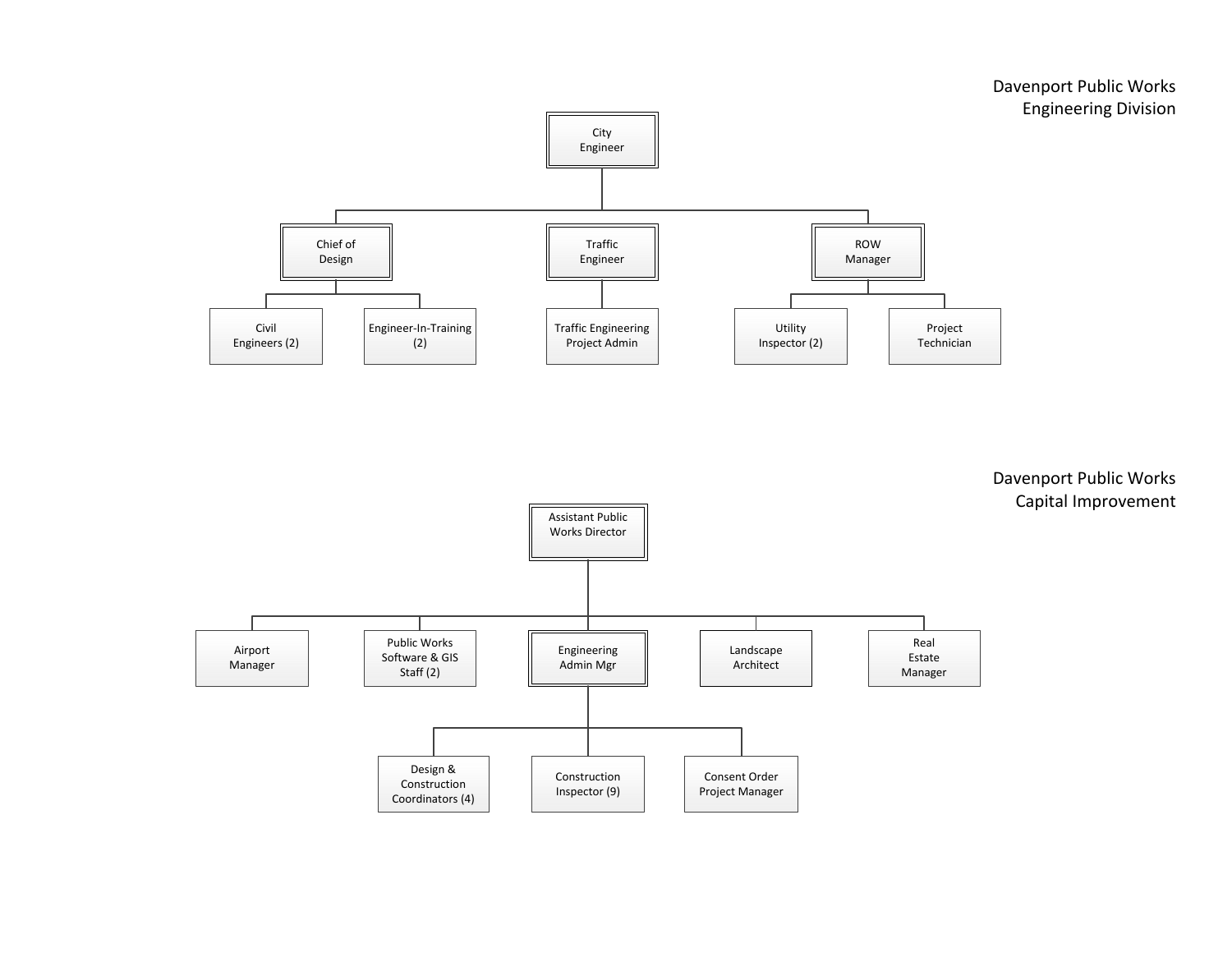# Davenport Public Works
## Engineering Division

- City Engineer
  - Chief of Design
    - Civil Engineers (2)
    - Engineer-In-Training (2)
  - Traffic Engineer
    - Traffic Engineering Project Admin
  - ROW Manager
    - Utility Inspector (2)
    - Project Technician

# Davenport Public Works
## Capital Improvement

- Assistant Public Works Director
  - Airport Manager
  - Public Works Software & GIS Staff (2)
  - Engineering Admin Mgr
    - Design & Construction Coordinators (4)
    - Construction Inspector (9)
    - Consent Order Project Manager
  - Landscape Architect
  - Real Estate Manager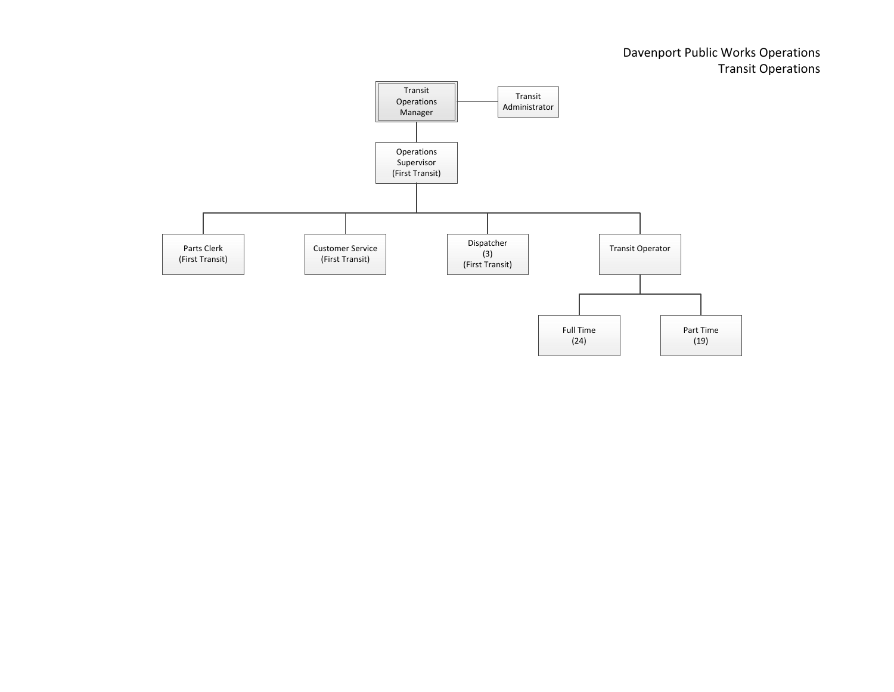# Davenport Public Works Operations
## Transit Operations

- Transit Operations Manager
  - Transit Administrator
  - Operations Supervisor (First Transit)
    - Parts Clerk (First Transit)
    - Customer Service (First Transit)
    - Dispatcher (3) (First Transit)
    - Transit Operator
      - Full Time (24)
      - Part Time (19)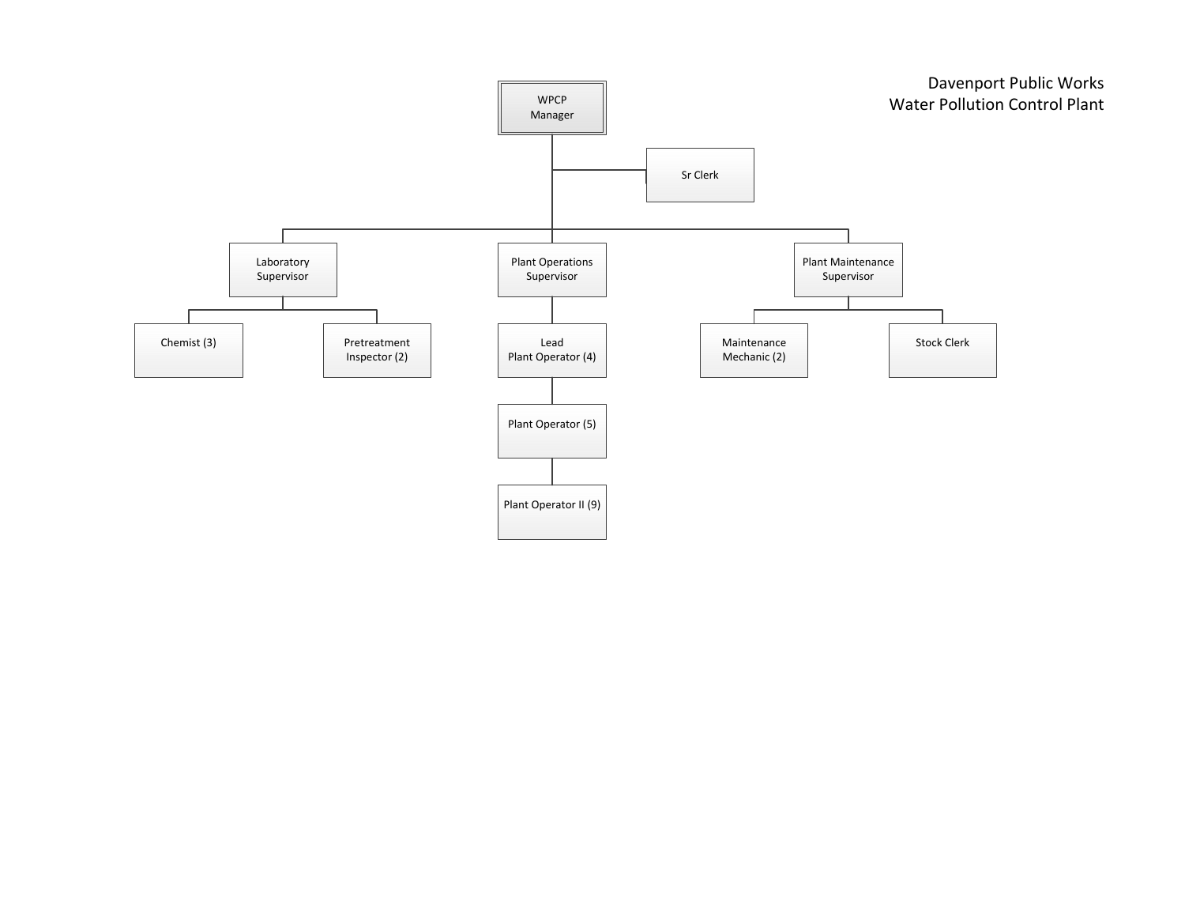# Davenport Public Works
## Water Pollution Control Plant

- WPCP Manager
  - Sr Clerk
  - Laboratory Supervisor
    - Chemist (3)
    - Pretreatment Inspector (2)
  - Plant Operations Supervisor
    - Lead Plant Operator (4)
      - Plant Operator (5)
        - Plant Operator II (9)
  - Plant Maintenance Supervisor
    - Maintenance Mechanic (2)
    - Stock Clerk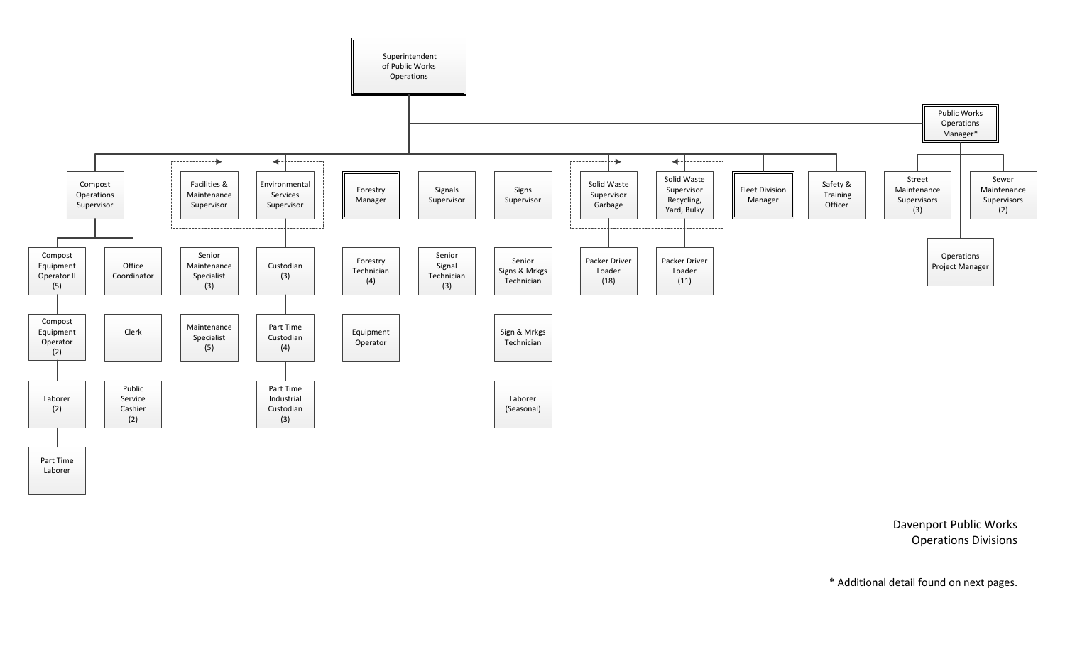# Davenport Public Works Operations Divisions

- **Superintendent of Public Works Operations**
  - Compost Operations Supervisor
    - Compost Equipment Operator II (5)
      - Compost Equipment Operator (2)
        - Laborer (2)
          - Part Time Laborer
    - Office Coordinator
      - Clerk
        - Public Service Cashier (2)
  - Facilities & Maintenance Supervisor
    - Senior Maintenance Specialist (3)
      - Maintenance Specialist (5)
  - Environmental Services Supervisor
    - Custodian (3)
      - Part Time Custodian (4)
        - Part Time Industrial Custodian (3)
  - Forestry Manager
    - Forestry Technician (4)
      - Equipment Operator
  - Signals Supervisor
    - Senior Signal Technician (3)
  - Signs Supervisor
    - Senior Signs & Mrkgs Technician
      - Sign & Mrkgs Technician
        - Laborer (Seasonal)
  - Solid Waste Supervisor Garbage
    - Packer Driver Loader (18)
  - Solid Waste Supervisor Recycling, Yard, Bulky
    - Packer Driver Loader (11)
  - Fleet Division Manager
  - Safety & Training Officer
  - Public Works Operations Manager*
    - Street Maintenance Supervisors (3)
    - Operations Project Manager
    - Sewer Maintenance Supervisors (2)

\* Additional detail found on next pages.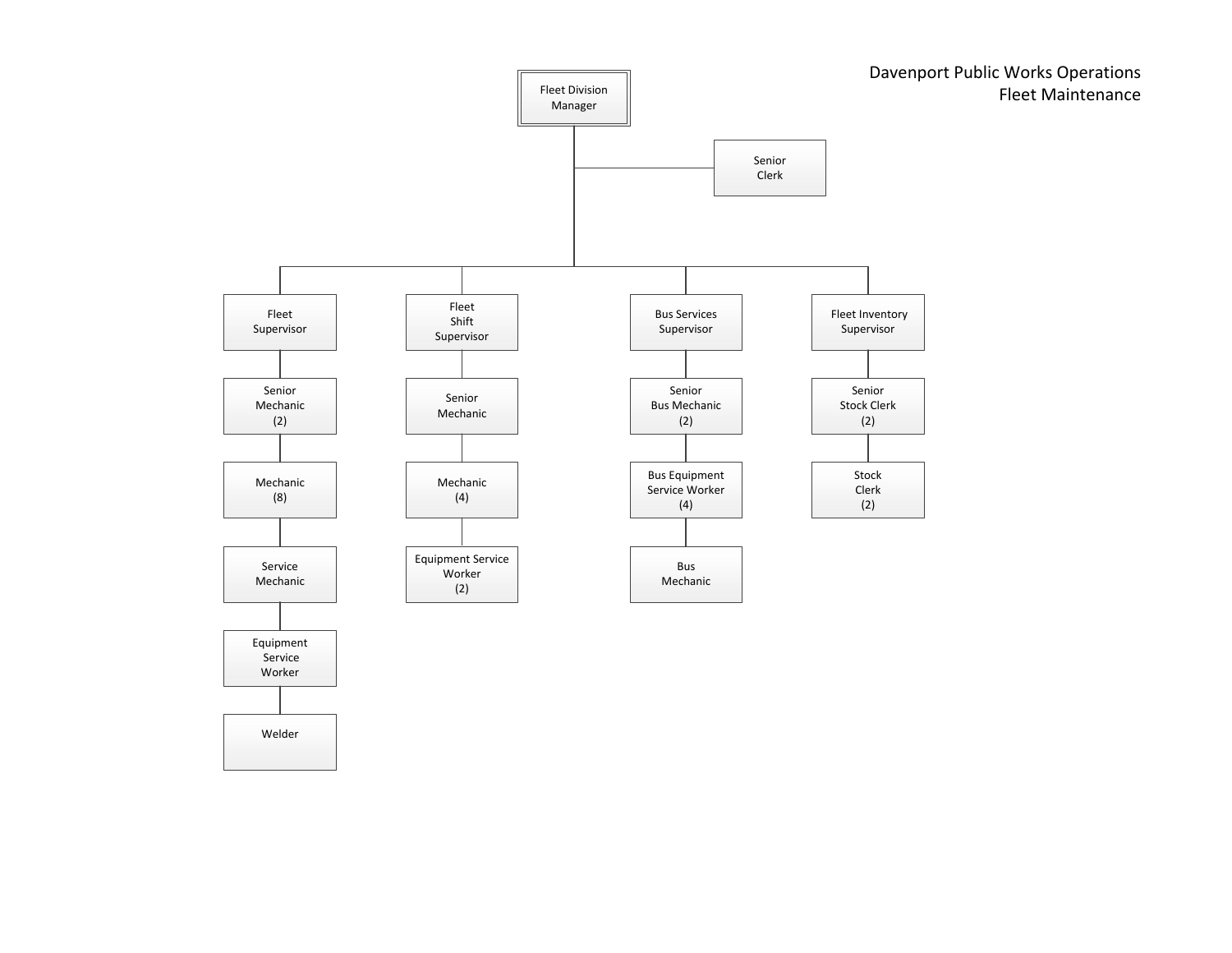# Davenport Public Works Operations
## Fleet Maintenance

- Fleet Division Manager
  - Senior Clerk
  - Fleet Supervisor
    - Senior Mechanic (2)
      - Mechanic (8)
        - Service Mechanic
          - Equipment Service Worker
            - Welder
  - Fleet Shift Supervisor
    - Senior Mechanic
      - Mechanic (4)
        - Equipment Service Worker (2)
  - Bus Services Supervisor
    - Senior Bus Mechanic (2)
      - Bus Equipment Service Worker (4)
        - Bus Mechanic
  - Fleet Inventory Supervisor
    - Senior Stock Clerk (2)
      - Stock Clerk (2)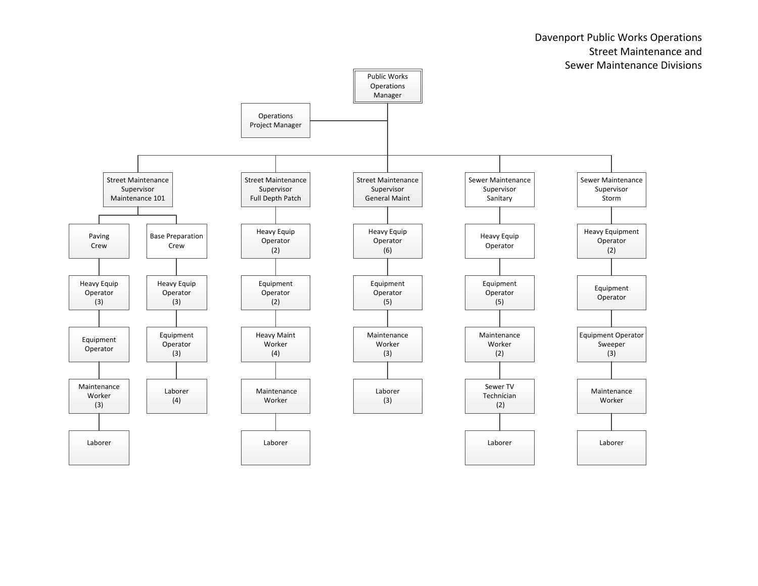# Davenport Public Works Operations
## Street Maintenance and
## Sewer Maintenance Divisions

- Public Works Operations Manager
  - Operations Project Manager
  - Street Maintenance Supervisor Maintenance 101
    - Paving Crew
      - Heavy Equip Operator (3)
      - Equipment Operator
      - Maintenance Worker (3)
      - Laborer
    - Base Preparation Crew
      - Heavy Equip Operator (3)
      - Equipment Operator (3)
      - Laborer (4)
  - Street Maintenance Supervisor Full Depth Patch
    - Heavy Equip Operator (2)
    - Equipment Operator (2)
    - Heavy Maint Worker (4)
    - Maintenance Worker
    - Laborer
  - Street Maintenance Supervisor General Maint
    - Heavy Equip Operator (6)
    - Equipment Operator (5)
    - Maintenance Worker (3)
    - Laborer (3)
  - Sewer Maintenance Supervisor Sanitary
    - Heavy Equip Operator
    - Equipment Operator (5)
    - Maintenance Worker (2)
    - Sewer TV Technician (2)
    - Laborer
  - Sewer Maintenance Supervisor Storm
    - Heavy Equipment Operator (2)
    - Equipment Operator
    - Equipment Operator Sweeper (3)
    - Maintenance Worker
    - Laborer